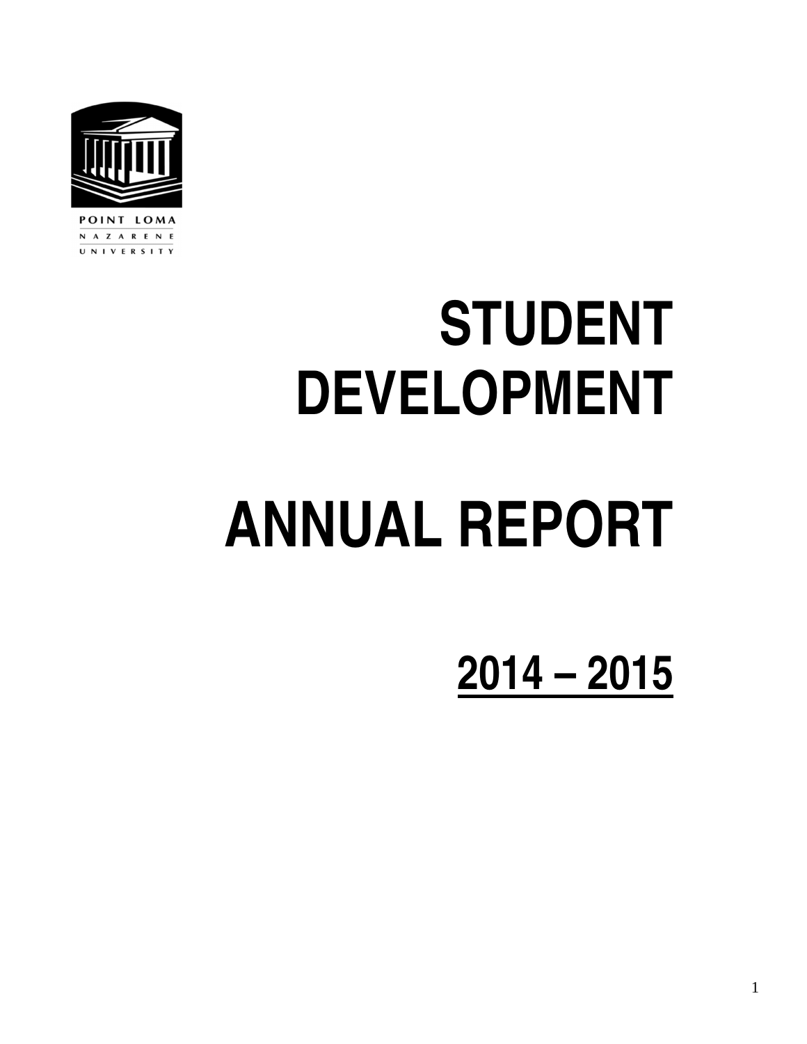POINT LOMA NAZARENE UNIVERSITY

# STUDENT DEVELOPMENT

# ANNUAL REPORT

## 2014 – 2015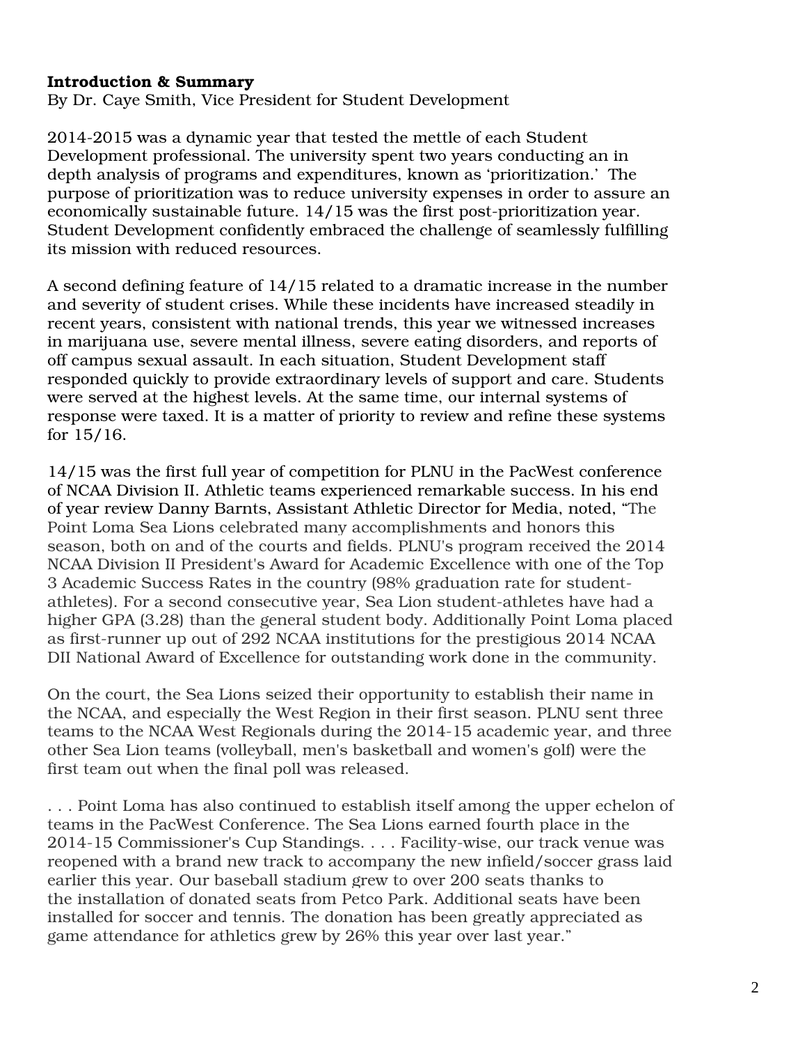**Introduction & Summary**
By Dr. Caye Smith, Vice President for Student Development

2014-2015 was a dynamic year that tested the mettle of each Student Development professional. The university spent two years conducting an in depth analysis of programs and expenditures, known as 'prioritization.' The purpose of prioritization was to reduce university expenses in order to assure an economically sustainable future. 14/15 was the first post-prioritization year. Student Development confidently embraced the challenge of seamlessly fulfilling its mission with reduced resources.

A second defining feature of 14/15 related to a dramatic increase in the number and severity of student crises. While these incidents have increased steadily in recent years, consistent with national trends, this year we witnessed increases in marijuana use, severe mental illness, severe eating disorders, and reports of off campus sexual assault. In each situation, Student Development staff responded quickly to provide extraordinary levels of support and care. Students were served at the highest levels. At the same time, our internal systems of response were taxed. It is a matter of priority to review and refine these systems for 15/16.

14/15 was the first full year of competition for PLNU in the PacWest conference of NCAA Division II. Athletic teams experienced remarkable success. In his end of year review Danny Barnts, Assistant Athletic Director for Media, noted, "The Point Loma Sea Lions celebrated many accomplishments and honors this season, both on and of the courts and fields. PLNU's program received the 2014 NCAA Division II President's Award for Academic Excellence with one of the Top 3 Academic Success Rates in the country (98% graduation rate for student-athletes). For a second consecutive year, Sea Lion student-athletes have had a higher GPA (3.28) than the general student body. Additionally Point Loma placed as first-runner up out of 292 NCAA institutions for the prestigious 2014 NCAA DII National Award of Excellence for outstanding work done in the community.

On the court, the Sea Lions seized their opportunity to establish their name in the NCAA, and especially the West Region in their first season. PLNU sent three teams to the NCAA West Regionals during the 2014-15 academic year, and three other Sea Lion teams (volleyball, men's basketball and women's golf) were the first team out when the final poll was released.

. . . Point Loma has also continued to establish itself among the upper echelon of teams in the PacWest Conference. The Sea Lions earned fourth place in the 2014-15 Commissioner's Cup Standings. . . . Facility-wise, our track venue was reopened with a brand new track to accompany the new infield/soccer grass laid earlier this year. Our baseball stadium grew to over 200 seats thanks to the installation of donated seats from Petco Park. Additional seats have been installed for soccer and tennis. The donation has been greatly appreciated as game attendance for athletics grew by 26% this year over last year."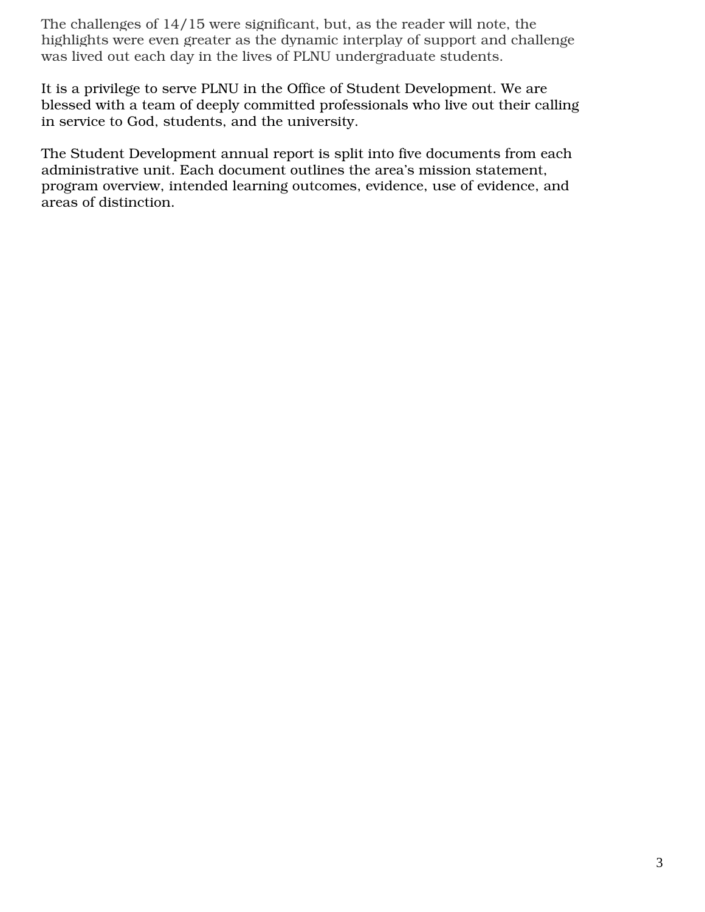The challenges of 14/15 were significant, but, as the reader will note, the highlights were even greater as the dynamic interplay of support and challenge was lived out each day in the lives of PLNU undergraduate students.

It is a privilege to serve PLNU in the Office of Student Development. We are blessed with a team of deeply committed professionals who live out their calling in service to God, students, and the university.

The Student Development annual report is split into five documents from each administrative unit. Each document outlines the area's mission statement, program overview, intended learning outcomes, evidence, use of evidence, and areas of distinction.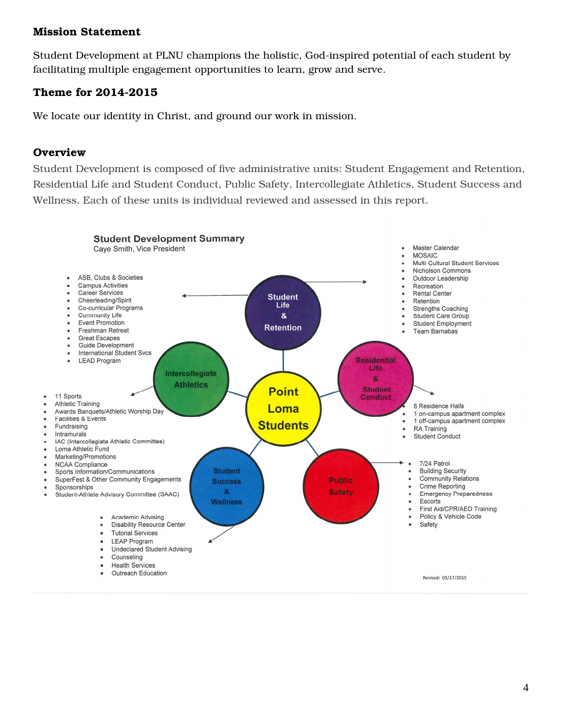### Mission Statement

Student Development at PLNU champions the holistic, God-inspired potential of each student by facilitating multiple engagement opportunities to learn, grow and serve.

### Theme for 2014-2015

We locate our identity in Christ, and ground our work in mission.

### Overview

Student Development is composed of five administrative units: Student Engagement and Retention, Residential Life and Student Conduct, Public Safety, Intercollegiate Athletics, Student Success and Wellness. Each of these units is individual reviewed and assessed in this report.

**Student Development Summary**
Caye Smith, Vice President

**Point Loma Students**

**Student Life & Retention**

- ASB, Clubs & Societies
- Campus Activities
- Career Services
- Cheerleading/Spirit
- Co-curricular Programs
- Community Life
- Event Promotion
- Freshman Retreat
- Great Escapes
- Guide Development
- International Student Svcs
- LEAD Program
- Master Calendar
- MOSAIC
- Multi Cultural Student Services
- Nicholson Commons
- Outdoor Leadership
- Recreation
- Rental Center
- Retention
- Strengths Coaching
- Student Care Group
- Student Employment
- Team Barnabas

**Residential Life & Student Conduct**

- 8 Residence Halls
- 1 on-campus apartment complex
- 1 off-campus apartment complex
- RA Training
- Student Conduct

**Public Safety**

- 7/24 Patrol
- Building Security
- Community Relations
- Crime Reporting
- Emergency Preparedness
- Escorts
- First Aid/CPR/AED Training
- Policy & Vehicle Code
- Safety

**Student Success & Wellness**

- Academic Advising
- Disability Resource Center
- Tutorial Services
- LEAP Program
- Undeclared Student Advising
- Counseling
- Health Services
- Outreach Education

**Intercollegiate Athletics**

- 11 Sports
- Athletic Training
- Awards Banquets/Athletic Worship Day
- Facilities & Events
- Fundraising
- Intramurals
- IAC (Intercollegiate Athletic Committee)
- Loma Athletic Fund
- Marketing/Promotions
- NCAA Compliance
- Sports Information/Communications
- SuperFest & Other Community Engagements
- Sponsorships
- Student-Athlete Advisory Committee (SAAC)

Revised: 03/17/2015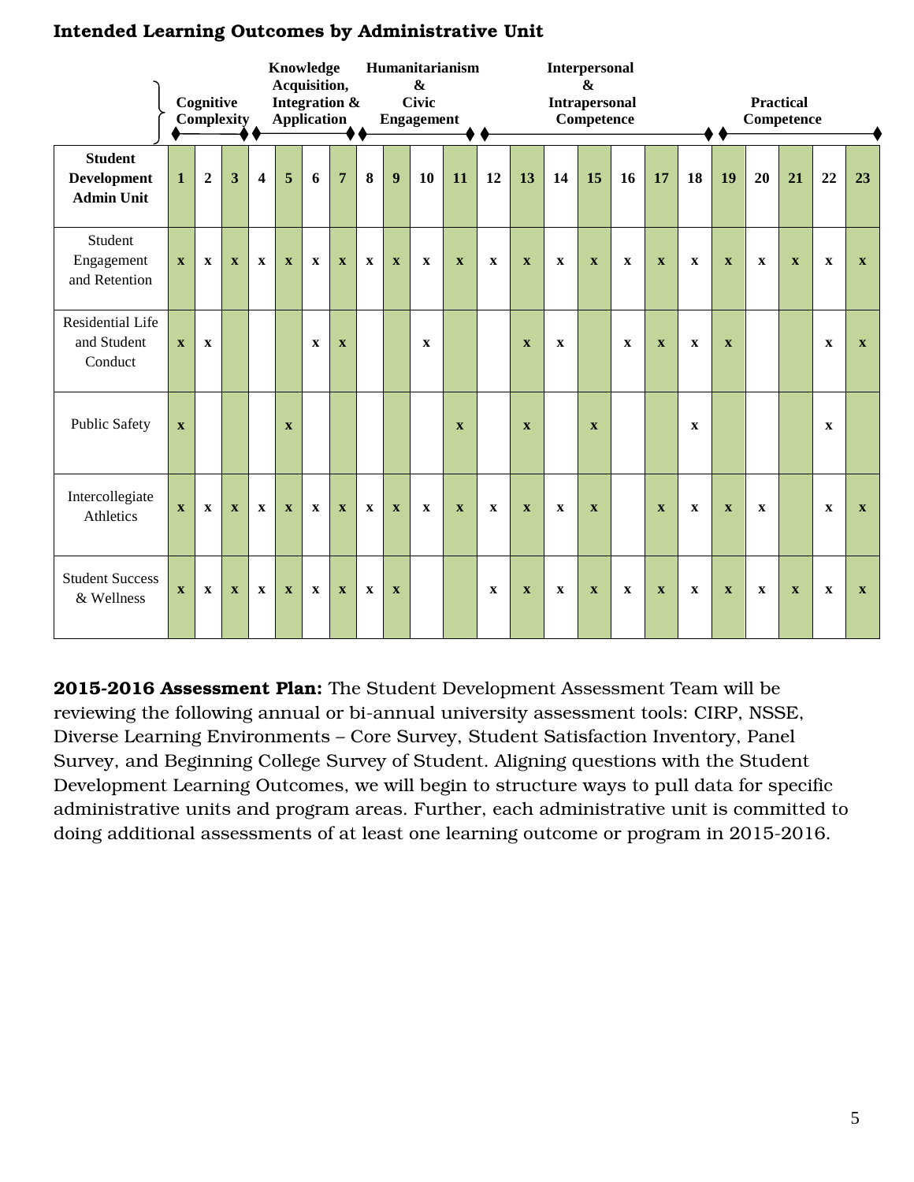## Intended Learning Outcomes by Administrative Unit

| | Cognitive Complexity | | | Knowledge Acquisition, Integration & Application | | | | Humanitarianism & Civic Engagement | | | | Interpersonal & Intrapersonal Competence | | | | | | | Practical Competence | | | | |
|---|---|---|---|---|---|---|---|---|---|---|---|---|---|---|---|---|---|---|---|---|---|---|---|
| **Student Development Admin Unit** | **1** | **2** | **3** | **4** | **5** | **6** | **7** | **8** | **9** | **10** | **11** | **12** | **13** | **14** | **15** | **16** | **17** | **18** | **19** | **20** | **21** | **22** | **23** |
| Student Engagement and Retention | x | x | x | x | x | x | x | x | x | x | x | x | x | x | x | x | x | x | x | x | x | x | x |
| Residential Life and Student Conduct | x | x | | | | x | x | | | x | | | x | x | | x | x | x | x | | | x | x |
| Public Safety | x | | | | x | | | | | | x | | x | | x | | | x | | | | x | |
| Intercollegiate Athletics | x | x | x | x | x | x | x | x | x | x | x | x | x | x | x | | x | x | x | x | | x | x |
| Student Success & Wellness | x | x | x | x | x | x | x | x | x | | | x | x | x | x | x | x | x | x | x | x | x | x |

**2015-2016 Assessment Plan:** The Student Development Assessment Team will be reviewing the following annual or bi-annual university assessment tools: CIRP, NSSE, Diverse Learning Environments – Core Survey, Student Satisfaction Inventory, Panel Survey, and Beginning College Survey of Student. Aligning questions with the Student Development Learning Outcomes, we will begin to structure ways to pull data for specific administrative units and program areas. Further, each administrative unit is committed to doing additional assessments of at least one learning outcome or program in 2015-2016.